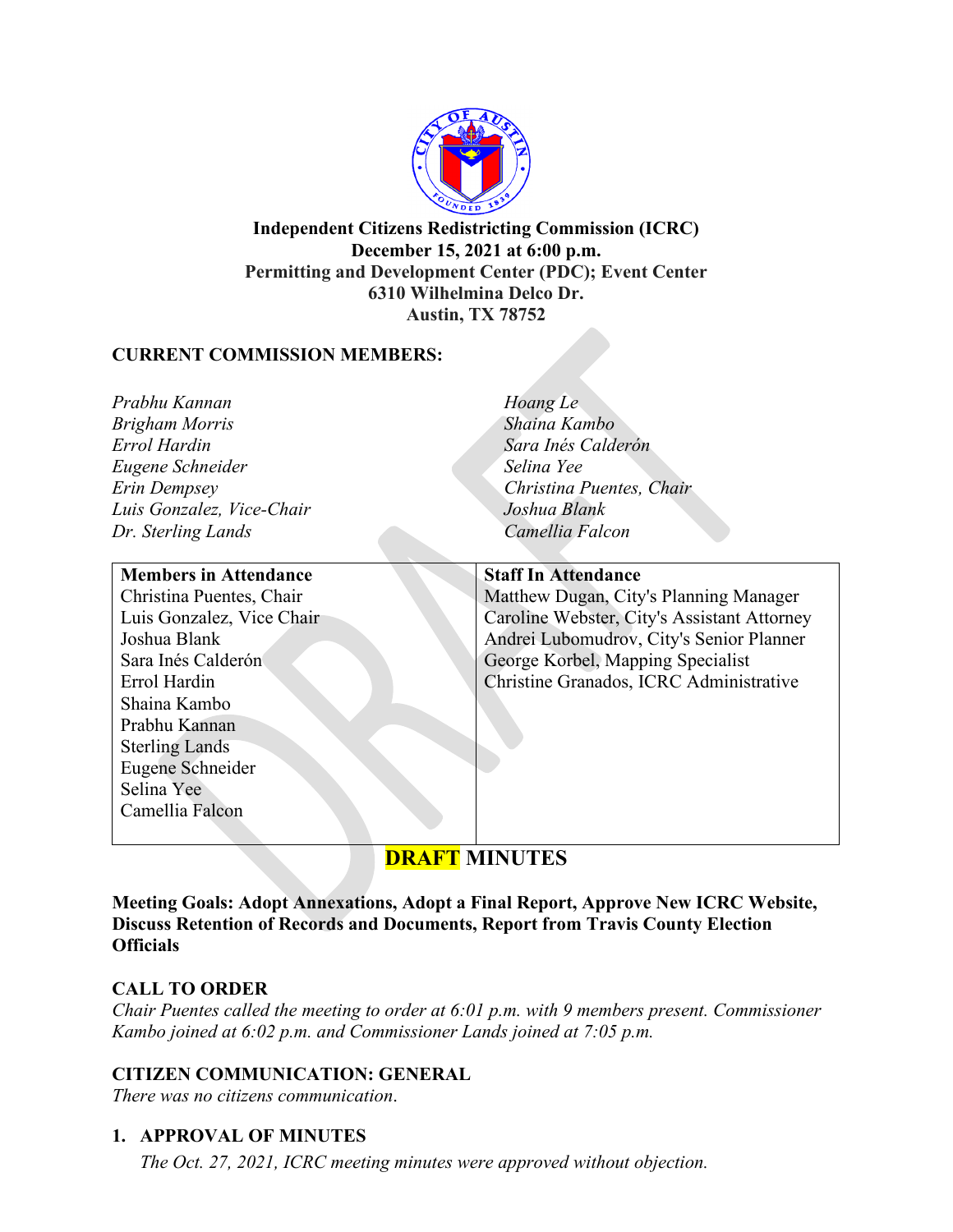**Independent Citizens Redistricting Commission (ICRC)**
**December 15, 2021 at 6:00 p.m.**
**Permitting and Development Center (PDC); Event Center**
**6310 Wilhelmina Delco Dr.**
**Austin, TX 78752**

## CURRENT COMMISSION MEMBERS:

*Prabhu Kannan*
*Brigham Morris*
*Errol Hardin*
*Eugene Schneider*
*Erin Dempsey*
*Luis Gonzalez, Vice-Chair*
*Dr. Sterling Lands*
*Hoang Le*
*Shaina Kambo*
*Sara Inés Calderón*
*Selina Yee*
*Christina Puentes, Chair*
*Joshua Blank*
*Camellia Falcon*

| Members in Attendance | Staff In Attendance |
|---|---|
| Christina Puentes, Chair | Matthew Dugan, City's Planning Manager |
| Luis Gonzalez, Vice Chair | Caroline Webster, City's Assistant Attorney |
| Joshua Blank | Andrei Lubomudrov, City's Senior Planner |
| Sara Inés Calderón | George Korbel, Mapping Specialist |
| Errol Hardin | Christine Granados, ICRC Administrative |
| Shaina Kambo | |
| Prabhu Kannan | |
| Sterling Lands | |
| Eugene Schneider | |
| Selina Yee | |
| Camellia Falcon | |

# DRAFT MINUTES

**Meeting Goals: Adopt Annexations, Adopt a Final Report, Approve New ICRC Website, Discuss Retention of Records and Documents, Report from Travis County Election Officials**

## CALL TO ORDER

*Chair Puentes called the meeting to order at 6:01 p.m. with 9 members present. Commissioner Kambo joined at 6:02 p.m. and Commissioner Lands joined at 7:05 p.m.*

## CITIZEN COMMUNICATION: GENERAL

*There was no citizens communication.*

## 1. APPROVAL OF MINUTES

*The Oct. 27, 2021, ICRC meeting minutes were approved without objection.*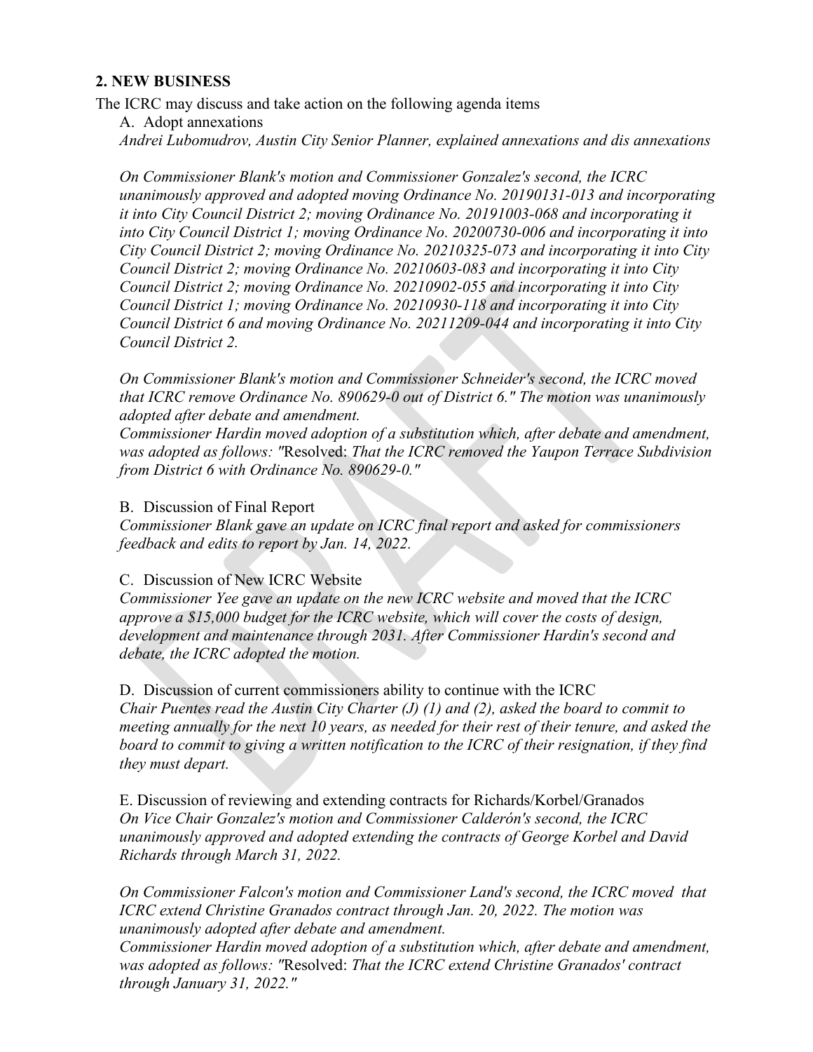## 2. NEW BUSINESS

The ICRC may discuss and take action on the following agenda items

A. Adopt annexations

*Andrei Lubomudrov, Austin City Senior Planner, explained annexations and dis annexations*

*On Commissioner Blank's motion and Commissioner Gonzalez's second, the ICRC unanimously approved and adopted moving Ordinance No. 20190131-013 and incorporating it into City Council District 2; moving Ordinance No. 20191003-068 and incorporating it into City Council District 1; moving Ordinance No. 20200730-006 and incorporating it into City Council District 2; moving Ordinance No. 20210325-073 and incorporating it into City Council District 2; moving Ordinance No. 20210603-083 and incorporating it into City Council District 2; moving Ordinance No. 20210902-055 and incorporating it into City Council District 1; moving Ordinance No. 20210930-118 and incorporating it into City Council District 6 and moving Ordinance No. 20211209-044 and incorporating it into City Council District 2.*

*On Commissioner Blank's motion and Commissioner Schneider's second, the ICRC moved that ICRC remove Ordinance No. 890629-0 out of District 6." The motion was unanimously adopted after debate and amendment.*

*Commissioner Hardin moved adoption of a substitution which, after debate and amendment, was adopted as follows: "*Resolved: *That the ICRC removed the Yaupon Terrace Subdivision from District 6 with Ordinance No. 890629-0."*

B. Discussion of Final Report

*Commissioner Blank gave an update on ICRC final report and asked for commissioners feedback and edits to report by Jan. 14, 2022.*

C. Discussion of New ICRC Website

*Commissioner Yee gave an update on the new ICRC website and moved that the ICRC approve a $15,000 budget for the ICRC website, which will cover the costs of design, development and maintenance through 2031. After Commissioner Hardin's second and debate, the ICRC adopted the motion.*

D. Discussion of current commissioners ability to continue with the ICRC

*Chair Puentes read the Austin City Charter (J) (1) and (2), asked the board to commit to meeting annually for the next 10 years, as needed for their rest of their tenure, and asked the board to commit to giving a written notification to the ICRC of their resignation, if they find they must depart.*

E. Discussion of reviewing and extending contracts for Richards/Korbel/Granados

*On Vice Chair Gonzalez's motion and Commissioner Calderón's second, the ICRC unanimously approved and adopted extending the contracts of George Korbel and David Richards through March 31, 2022.*

*On Commissioner Falcon's motion and Commissioner Land's second, the ICRC moved that ICRC extend Christine Granados contract through Jan. 20, 2022. The motion was unanimously adopted after debate and amendment.*

*Commissioner Hardin moved adoption of a substitution which, after debate and amendment, was adopted as follows: "*Resolved: *That the ICRC extend Christine Granados' contract through January 31, 2022."*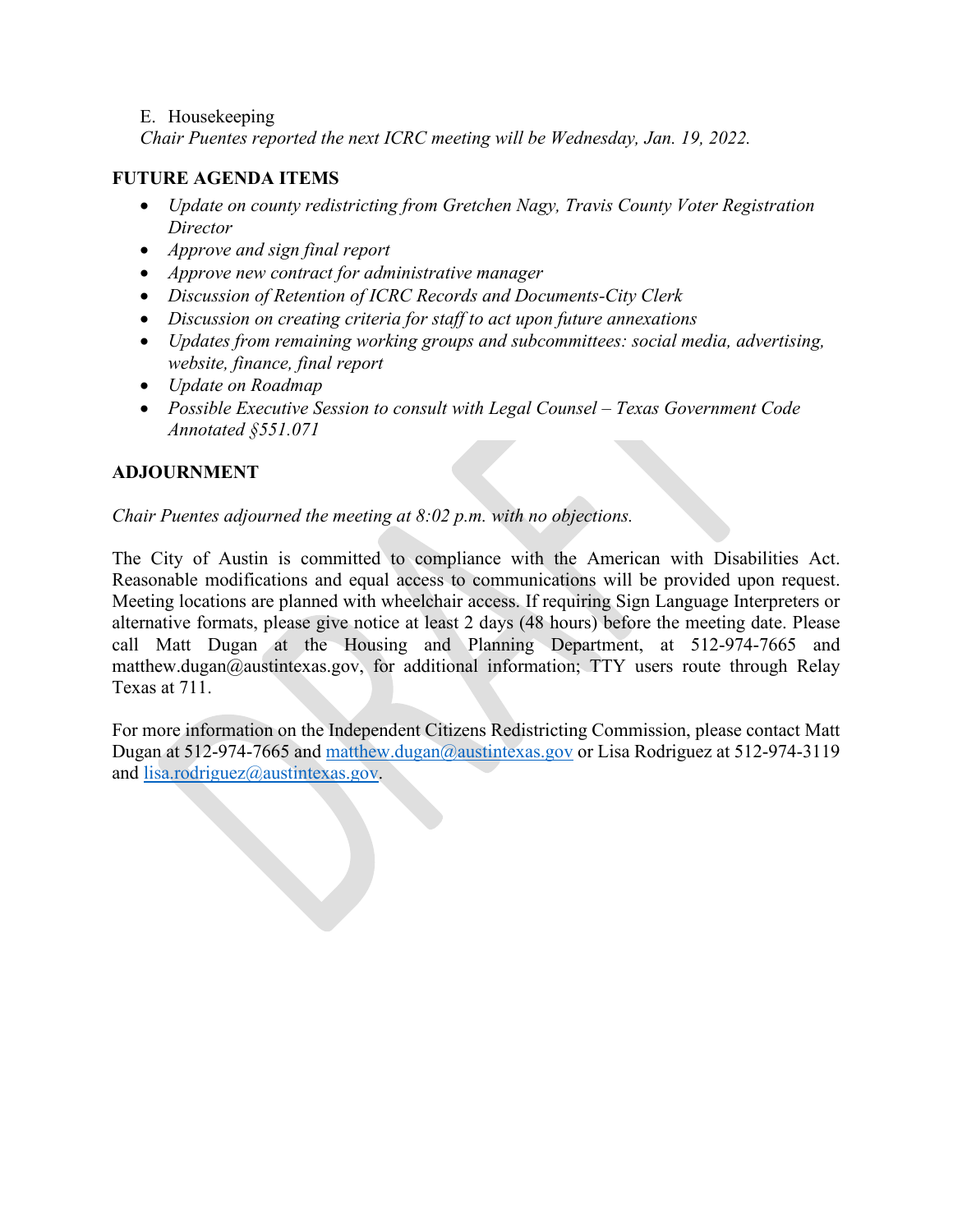E. Housekeeping

*Chair Puentes reported the next ICRC meeting will be Wednesday, Jan. 19, 2022.*

**FUTURE AGENDA ITEMS**

- *Update on county redistricting from Gretchen Nagy, Travis County Voter Registration Director*
- *Approve and sign final report*
- *Approve new contract for administrative manager*
- *Discussion of Retention of ICRC Records and Documents-City Clerk*
- *Discussion on creating criteria for staff to act upon future annexations*
- *Updates from remaining working groups and subcommittees: social media, advertising, website, finance, final report*
- *Update on Roadmap*
- *Possible Executive Session to consult with Legal Counsel – Texas Government Code Annotated §551.071*

**ADJOURNMENT**

*Chair Puentes adjourned the meeting at 8:02 p.m. with no objections.*

The City of Austin is committed to compliance with the American with Disabilities Act. Reasonable modifications and equal access to communications will be provided upon request. Meeting locations are planned with wheelchair access. If requiring Sign Language Interpreters or alternative formats, please give notice at least 2 days (48 hours) before the meeting date. Please call Matt Dugan at the Housing and Planning Department, at 512-974-7665 and matthew.dugan@austintexas.gov, for additional information; TTY users route through Relay Texas at 711.

For more information on the Independent Citizens Redistricting Commission, please contact Matt Dugan at 512-974-7665 and matthew.dugan@austintexas.gov or Lisa Rodriguez at 512-974-3119 and lisa.rodriguez@austintexas.gov.